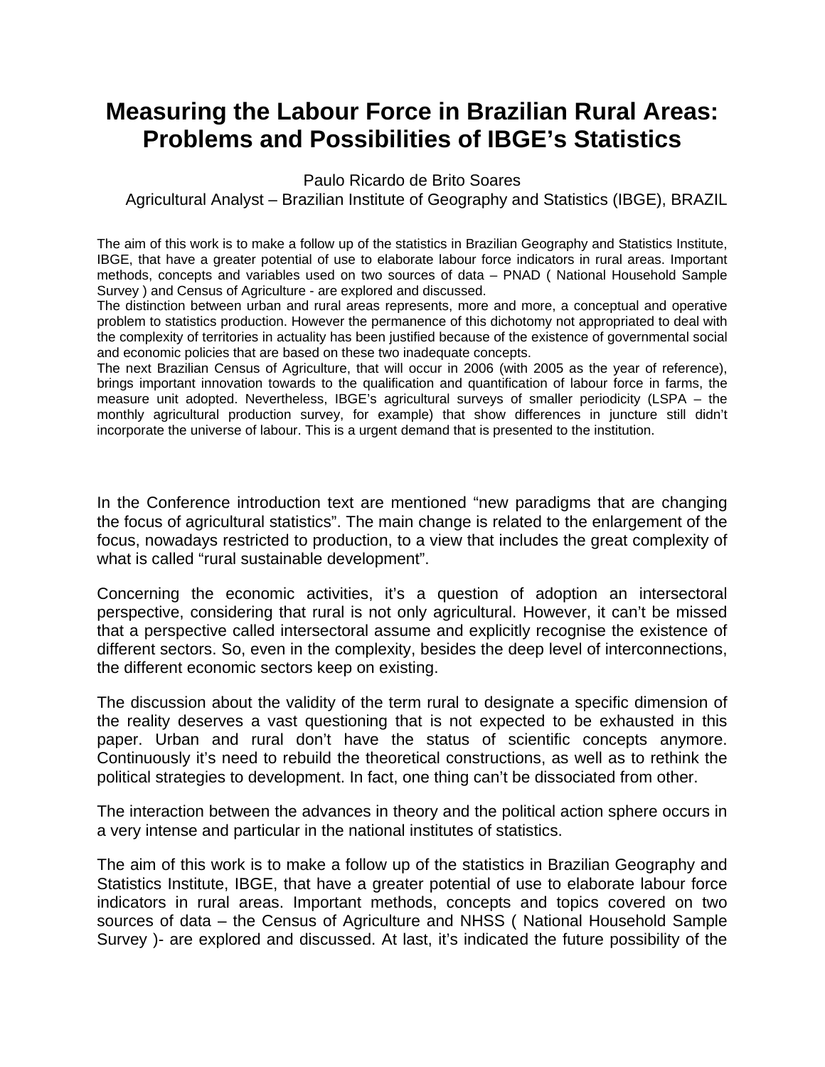# Measuring the Labour Force in Brazilian Rural Areas: Problems and Possibilities of IBGE's Statistics

Paulo Ricardo de Brito Soares
Agricultural Analyst – Brazilian Institute of Geography and Statistics (IBGE), BRAZIL

The aim of this work is to make a follow up of the statistics in Brazilian Geography and Statistics Institute, IBGE, that have a greater potential of use to elaborate labour force indicators in rural areas. Important methods, concepts and variables used on two sources of data – PNAD ( National Household Sample Survey ) and Census of Agriculture - are explored and discussed.
The distinction between urban and rural areas represents, more and more, a conceptual and operative problem to statistics production. However the permanence of this dichotomy not appropriated to deal with the complexity of territories in actuality has been justified because of the existence of governmental social and economic policies that are based on these two inadequate concepts.
The next Brazilian Census of Agriculture, that will occur in 2006 (with 2005 as the year of reference), brings important innovation towards to the qualification and quantification of labour force in farms, the measure unit adopted. Nevertheless, IBGE's agricultural surveys of smaller periodicity (LSPA – the monthly agricultural production survey, for example) that show differences in juncture still didn't incorporate the universe of labour. This is a urgent demand that is presented to the institution.

In the Conference introduction text are mentioned "new paradigms that are changing the focus of agricultural statistics". The main change is related to the enlargement of the focus, nowadays restricted to production, to a view that includes the great complexity of what is called "rural sustainable development".

Concerning the economic activities, it's a question of adoption an intersectoral perspective, considering that rural is not only agricultural. However, it can't be missed that a perspective called intersectoral assume and explicitly recognise the existence of different sectors. So, even in the complexity, besides the deep level of interconnections, the different economic sectors keep on existing.

The discussion about the validity of the term rural to designate a specific dimension of the reality deserves a vast questioning that is not expected to be exhausted in this paper. Urban and rural don't have the status of scientific concepts anymore. Continuously it's need to rebuild the theoretical constructions, as well as to rethink the political strategies to development. In fact, one thing can't be dissociated from other.

The interaction between the advances in theory and the political action sphere occurs in a very intense and particular in the national institutes of statistics.

The aim of this work is to make a follow up of the statistics in Brazilian Geography and Statistics Institute, IBGE, that have a greater potential of use to elaborate labour force indicators in rural areas. Important methods, concepts and topics covered on two sources of data – the Census of Agriculture and NHSS ( National Household Sample Survey )- are explored and discussed. At last, it's indicated the future possibility of the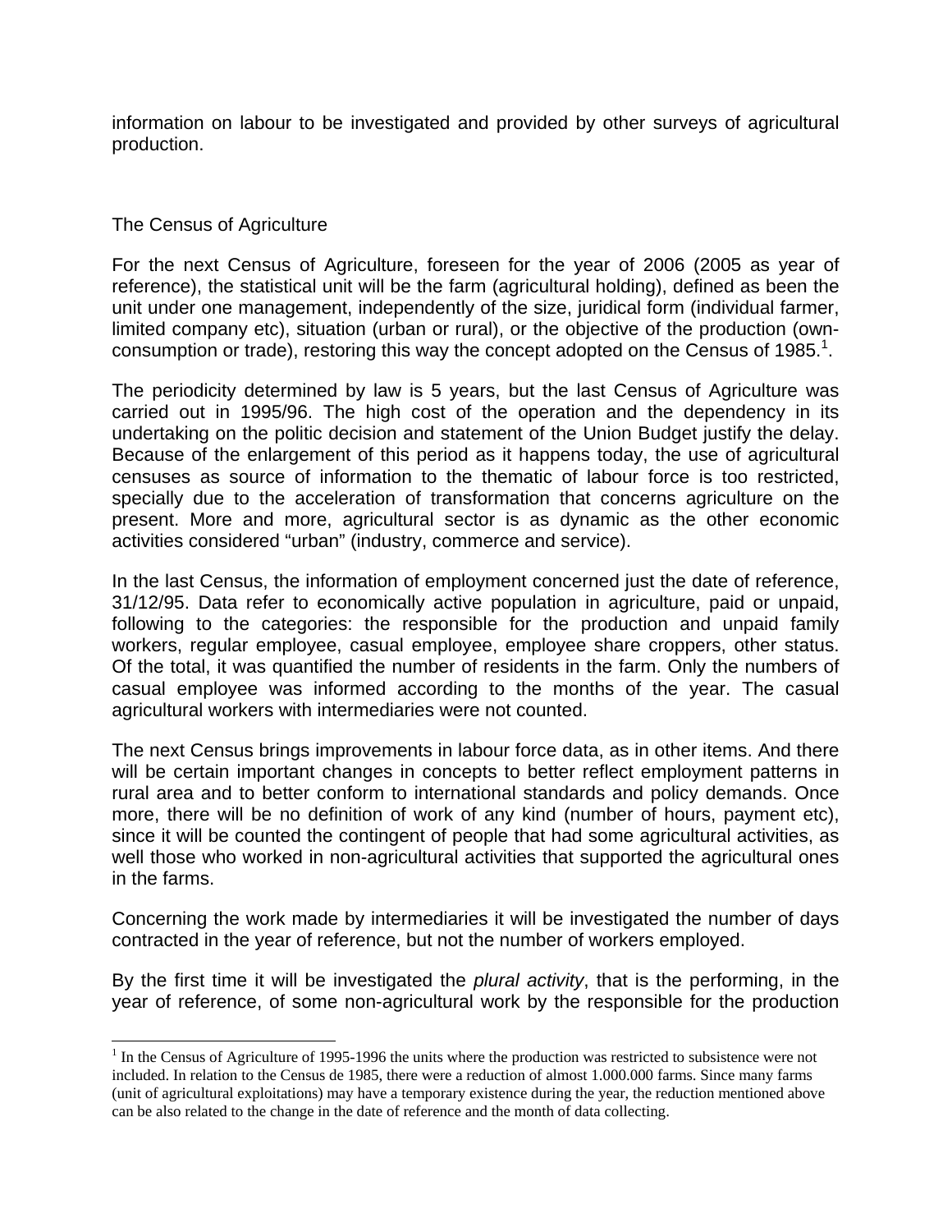information on labour to be investigated and provided by other surveys of agricultural production.

## The Census of Agriculture

For the next Census of Agriculture, foreseen for the year of 2006 (2005 as year of reference), the statistical unit will be the farm (agricultural holding), defined as been the unit under one management, independently of the size, juridical form (individual farmer, limited company etc), situation (urban or rural), or the objective of the production (own-consumption or trade), restoring this way the concept adopted on the Census of 1985.[1].

The periodicity determined by law is 5 years, but the last Census of Agriculture was carried out in 1995/96. The high cost of the operation and the dependency in its undertaking on the politic decision and statement of the Union Budget justify the delay. Because of the enlargement of this period as it happens today, the use of agricultural censuses as source of information to the thematic of labour force is too restricted, specially due to the acceleration of transformation that concerns agriculture on the present. More and more, agricultural sector is as dynamic as the other economic activities considered "urban" (industry, commerce and service).

In the last Census, the information of employment concerned just the date of reference, 31/12/95. Data refer to economically active population in agriculture, paid or unpaid, following to the categories: the responsible for the production and unpaid family workers, regular employee, casual employee, employee share croppers, other status. Of the total, it was quantified the number of residents in the farm. Only the numbers of casual employee was informed according to the months of the year. The casual agricultural workers with intermediaries were not counted.

The next Census brings improvements in labour force data, as in other items. And there will be certain important changes in concepts to better reflect employment patterns in rural area and to better conform to international standards and policy demands. Once more, there will be no definition of work of any kind (number of hours, payment etc), since it will be counted the contingent of people that had some agricultural activities, as well those who worked in non-agricultural activities that supported the agricultural ones in the farms.

Concerning the work made by intermediaries it will be investigated the number of days contracted in the year of reference, but not the number of workers employed.

By the first time it will be investigated the *plural activity*, that is the performing, in the year of reference, of some non-agricultural work by the responsible for the production

---

[1] In the Census of Agriculture of 1995-1996 the units where the production was restricted to subsistence were not included. In relation to the Census de 1985, there were a reduction of almost 1.000.000 farms. Since many farms (unit of agricultural exploitations) may have a temporary existence during the year, the reduction mentioned above can be also related to the change in the date of reference and the month of data collecting.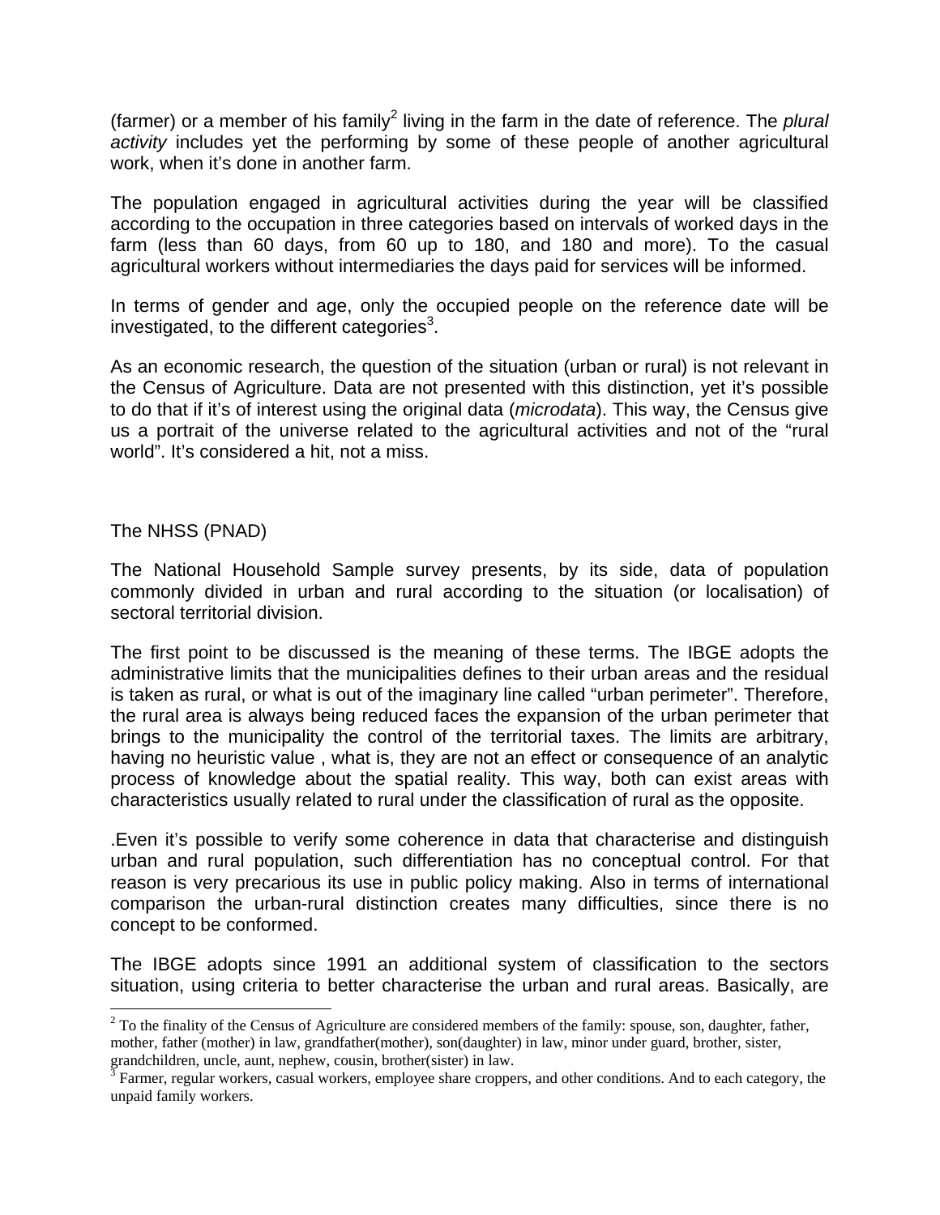(farmer) or a member of his family[2] living in the farm in the date of reference. The *plural activity* includes yet the performing by some of these people of another agricultural work, when it's done in another farm.

The population engaged in agricultural activities during the year will be classified according to the occupation in three categories based on intervals of worked days in the farm (less than 60 days, from 60 up to 180, and 180 and more). To the casual agricultural workers without intermediaries the days paid for services will be informed.

In terms of gender and age, only the occupied people on the reference date will be investigated, to the different categories[3].

As an economic research, the question of the situation (urban or rural) is not relevant in the Census of Agriculture. Data are not presented with this distinction, yet it's possible to do that if it's of interest using the original data (*microdata*). This way, the Census give us a portrait of the universe related to the agricultural activities and not of the "rural world". It's considered a hit, not a miss.

## The NHSS (PNAD)

The National Household Sample survey presents, by its side, data of population commonly divided in urban and rural according to the situation (or localisation) of sectoral territorial division.

The first point to be discussed is the meaning of these terms. The IBGE adopts the administrative limits that the municipalities defines to their urban areas and the residual is taken as rural, or what is out of the imaginary line called "urban perimeter". Therefore, the rural area is always being reduced faces the expansion of the urban perimeter that brings to the municipality the control of the territorial taxes. The limits are arbitrary, having no heuristic value , what is, they are not an effect or consequence of an analytic process of knowledge about the spatial reality. This way, both can exist areas with characteristics usually related to rural under the classification of rural as the opposite.

.Even it's possible to verify some coherence in data that characterise and distinguish urban and rural population, such differentiation has no conceptual control. For that reason is very precarious its use in public policy making. Also in terms of international comparison the urban-rural distinction creates many difficulties, since there is no concept to be conformed.

The IBGE adopts since 1991 an additional system of classification to the sectors situation, using criteria to better characterise the urban and rural areas. Basically, are

---

[2] To the finality of the Census of Agriculture are considered members of the family: spouse, son, daughter, father, mother, father (mother) in law, grandfather(mother), son(daughter) in law, minor under guard, brother, sister, grandchildren, uncle, aunt, nephew, cousin, brother(sister) in law.

[3] Farmer, regular workers, casual workers, employee share croppers, and other conditions. And to each category, the unpaid family workers.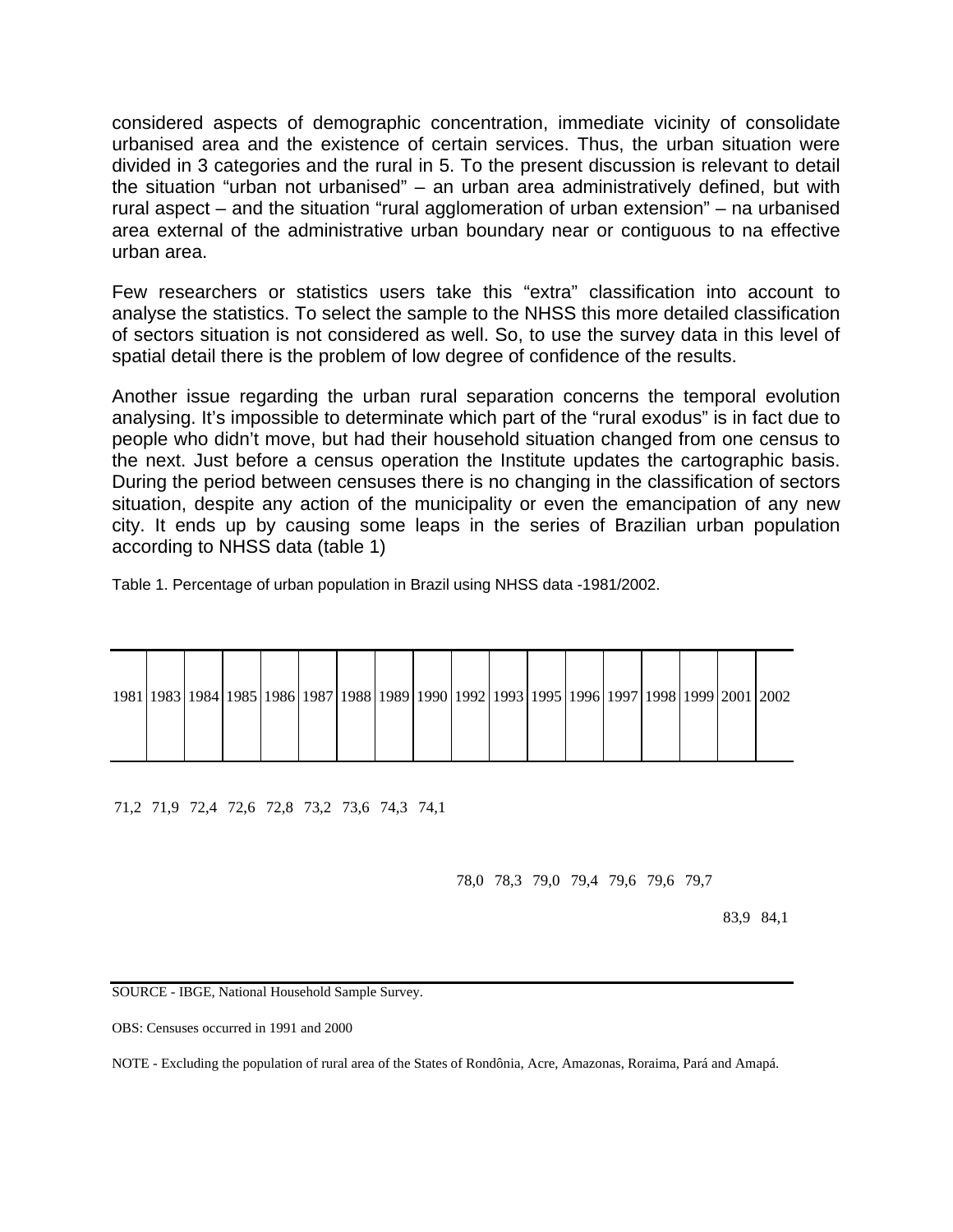considered aspects of demographic concentration, immediate vicinity of consolidate urbanised area and the existence of certain services. Thus, the urban situation were divided in 3 categories and the rural in 5. To the present discussion is relevant to detail the situation "urban not urbanised" – an urban area administratively defined, but with rural aspect – and the situation "rural agglomeration of urban extension" – na urbanised area external of the administrative urban boundary near or contiguous to na effective urban area.

Few researchers or statistics users take this "extra" classification into account to analyse the statistics. To select the sample to the NHSS this more detailed classification of sectors situation is not considered as well. So, to use the survey data in this level of spatial detail there is the problem of low degree of confidence of the results.

Another issue regarding the urban rural separation concerns the temporal evolution analysing. It's impossible to determinate which part of the "rural exodus" is in fact due to people who didn't move, but had their household situation changed from one census to the next. Just before a census operation the Institute updates the cartographic basis. During the period between censuses there is no changing in the classification of sectors situation, despite any action of the municipality or even the emancipation of any new city. It ends up by causing some leaps in the series of Brazilian urban population according to NHSS data (table 1)

Table 1. Percentage of urban population in Brazil using NHSS data -1981/2002.

| 1981 | 1983 | 1984 | 1985 | 1986 | 1987 | 1988 | 1989 | 1990 | 1992 | 1993 | 1995 | 1996 | 1997 | 1998 | 1999 | 2001 | 2002 |
|---|---|---|---|---|---|---|---|---|---|---|---|---|---|---|---|---|---|
| 71,2 | 71,9 | 72,4 | 72,6 | 72,8 | 73,2 | 73,6 | 74,3 | 74,1 | | | | | | | | | |
| | | | | | | | | | 78,0 | 78,3 | 79,0 | 79,4 | 79,6 | 79,6 | 79,7 | | |
| | | | | | | | | | | | | | | | | 83,9 | 84,1 |

SOURCE - IBGE, National Household Sample Survey.

OBS: Censuses occurred in 1991 and 2000

NOTE - Excluding the population of rural area of the States of Rondônia, Acre, Amazonas, Roraima, Pará and Amapá.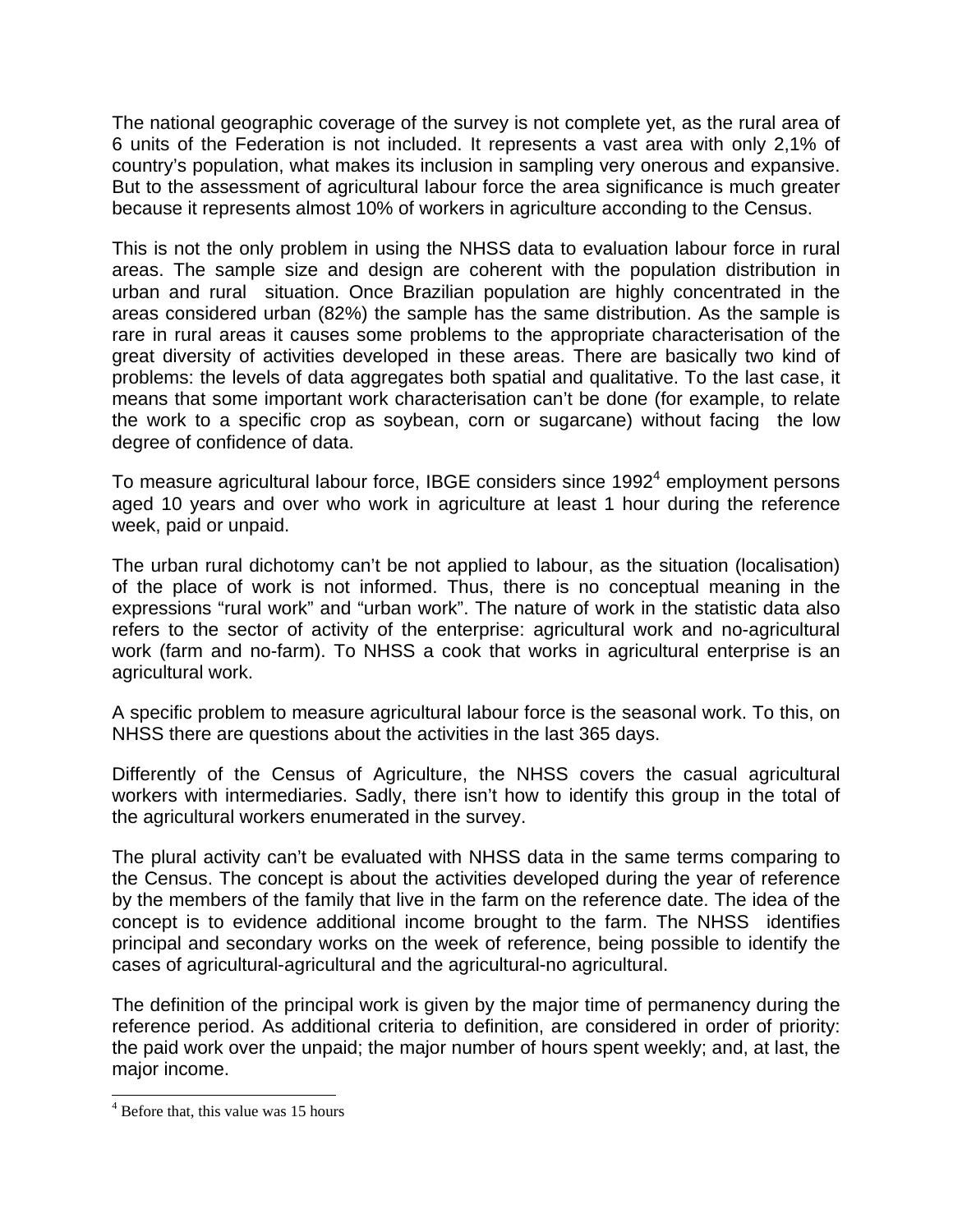The national geographic coverage of the survey is not complete yet, as the rural area of 6 units of the Federation is not included. It represents a vast area with only 2,1% of country's population, what makes its inclusion in sampling very onerous and expansive. But to the assessment of agricultural labour force the area significance is much greater because it represents almost 10% of workers in agriculture according to the Census.

This is not the only problem in using the NHSS data to evaluation labour force in rural areas. The sample size and design are coherent with the population distribution in urban and rural situation. Once Brazilian population are highly concentrated in the areas considered urban (82%) the sample has the same distribution. As the sample is rare in rural areas it causes some problems to the appropriate characterisation of the great diversity of activities developed in these areas. There are basically two kind of problems: the levels of data aggregates both spatial and qualitative. To the last case, it means that some important work characterisation can't be done (for example, to relate the work to a specific crop as soybean, corn or sugarcane) without facing the low degree of confidence of data.

To measure agricultural labour force, IBGE considers since 1992[4] employment persons aged 10 years and over who work in agriculture at least 1 hour during the reference week, paid or unpaid.

The urban rural dichotomy can't be not applied to labour, as the situation (localisation) of the place of work is not informed. Thus, there is no conceptual meaning in the expressions "rural work" and "urban work". The nature of work in the statistic data also refers to the sector of activity of the enterprise: agricultural work and no-agricultural work (farm and no-farm). To NHSS a cook that works in agricultural enterprise is an agricultural work.

A specific problem to measure agricultural labour force is the seasonal work. To this, on NHSS there are questions about the activities in the last 365 days.

Differently of the Census of Agriculture, the NHSS covers the casual agricultural workers with intermediaries. Sadly, there isn't how to identify this group in the total of the agricultural workers enumerated in the survey.

The plural activity can't be evaluated with NHSS data in the same terms comparing to the Census. The concept is about the activities developed during the year of reference by the members of the family that live in the farm on the reference date. The idea of the concept is to evidence additional income brought to the farm. The NHSS identifies principal and secondary works on the week of reference, being possible to identify the cases of agricultural-agricultural and the agricultural-no agricultural.

The definition of the principal work is given by the major time of permanency during the reference period. As additional criteria to definition, are considered in order of priority: the paid work over the unpaid; the major number of hours spent weekly; and, at last, the major income.

---

[4] Before that, this value was 15 hours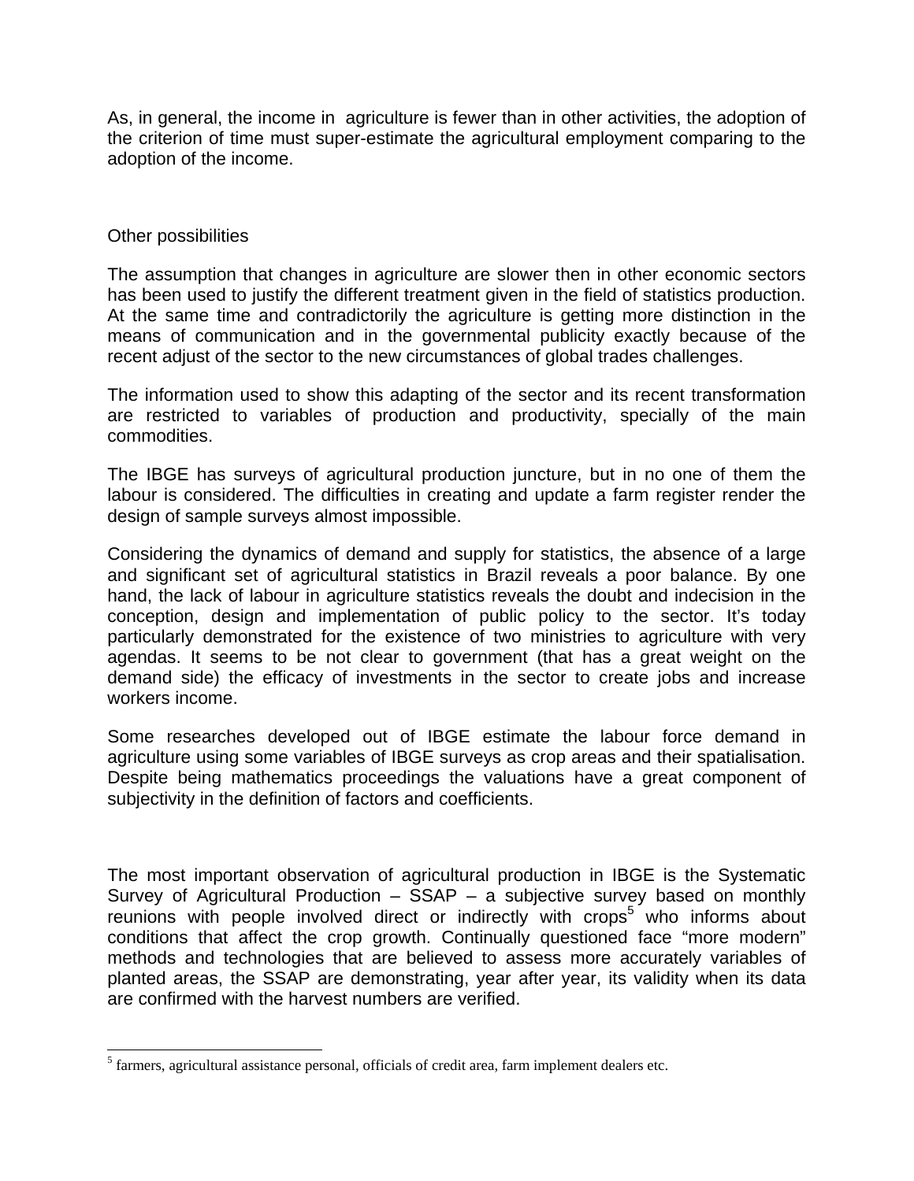As, in general, the income in agriculture is fewer than in other activities, the adoption of the criterion of time must super-estimate the agricultural employment comparing to the adoption of the income.

Other possibilities

The assumption that changes in agriculture are slower then in other economic sectors has been used to justify the different treatment given in the field of statistics production. At the same time and contradictorily the agriculture is getting more distinction in the means of communication and in the governmental publicity exactly because of the recent adjust of the sector to the new circumstances of global trades challenges.

The information used to show this adapting of the sector and its recent transformation are restricted to variables of production and productivity, specially of the main commodities.

The IBGE has surveys of agricultural production juncture, but in no one of them the labour is considered. The difficulties in creating and update a farm register render the design of sample surveys almost impossible.

Considering the dynamics of demand and supply for statistics, the absence of a large and significant set of agricultural statistics in Brazil reveals a poor balance. By one hand, the lack of labour in agriculture statistics reveals the doubt and indecision in the conception, design and implementation of public policy to the sector. It's today particularly demonstrated for the existence of two ministries to agriculture with very agendas. It seems to be not clear to government (that has a great weight on the demand side) the efficacy of investments in the sector to create jobs and increase workers income.

Some researches developed out of IBGE estimate the labour force demand in agriculture using some variables of IBGE surveys as crop areas and their spatialisation. Despite being mathematics proceedings the valuations have a great component of subjectivity in the definition of factors and coefficients.

The most important observation of agricultural production in IBGE is the Systematic Survey of Agricultural Production – SSAP – a subjective survey based on monthly reunions with people involved direct or indirectly with crops[5] who informs about conditions that affect the crop growth. Continually questioned face "more modern" methods and technologies that are believed to assess more accurately variables of planted areas, the SSAP are demonstrating, year after year, its validity when its data are confirmed with the harvest numbers are verified.

[5] farmers, agricultural assistance personal, officials of credit area, farm implement dealers etc.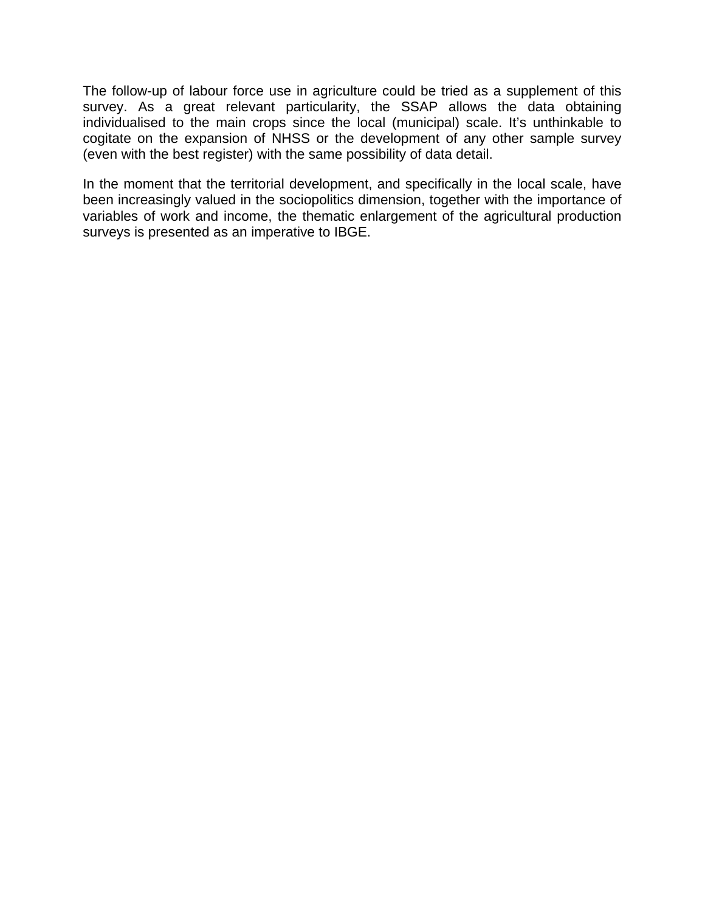The follow-up of labour force use in agriculture could be tried as a supplement of this survey. As a great relevant particularity, the SSAP allows the data obtaining individualised to the main crops since the local (municipal) scale. It's unthinkable to cogitate on the expansion of NHSS or the development of any other sample survey (even with the best register) with the same possibility of data detail.

In the moment that the territorial development, and specifically in the local scale, have been increasingly valued in the sociopolitics dimension, together with the importance of variables of work and income, the thematic enlargement of the agricultural production surveys is presented as an imperative to IBGE.